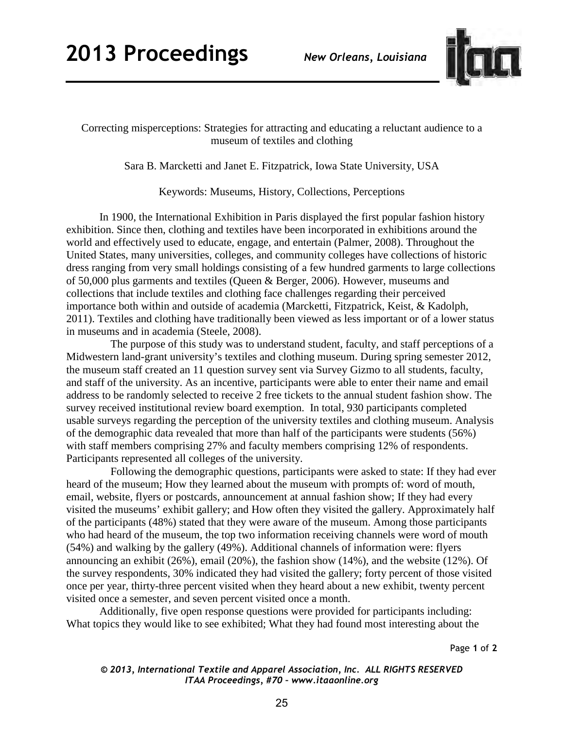Correcting misperceptions: Strategies for attracting and educating a reluctant audience to a museum of textiles and clothing

Sara B. Marcketti and Janet E. Fitzpatrick, Iowa State University, USA

Keywords: Museums, History, Collections, Perceptions

In 1900, the International Exhibition in Paris displayed the first popular fashion history exhibition. Since then, clothing and textiles have been incorporated in exhibitions around the world and effectively used to educate, engage, and entertain (Palmer, 2008). Throughout the United States, many universities, colleges, and community colleges have collections of historic dress ranging from very small holdings consisting of a few hundred garments to large collections of 50,000 plus garments and textiles (Queen & Berger, 2006). However, museums and collections that include textiles and clothing face challenges regarding their perceived importance both within and outside of academia (Marcketti, Fitzpatrick, Keist, & Kadolph, 2011). Textiles and clothing have traditionally been viewed as less important or of a lower status in museums and in academia (Steele, 2008).

The purpose of this study was to understand student, faculty, and staff perceptions of a Midwestern land-grant university's textiles and clothing museum. During spring semester 2012, the museum staff created an 11 question survey sent via Survey Gizmo to all students, faculty, and staff of the university. As an incentive, participants were able to enter their name and email address to be randomly selected to receive 2 free tickets to the annual student fashion show. The survey received institutional review board exemption. In total, 930 participants completed usable surveys regarding the perception of the university textiles and clothing museum. Analysis of the demographic data revealed that more than half of the participants were students (56%) with staff members comprising 27% and faculty members comprising 12% of respondents. Participants represented all colleges of the university.

Following the demographic questions, participants were asked to state: If they had ever heard of the museum; How they learned about the museum with prompts of: word of mouth, email, website, flyers or postcards, announcement at annual fashion show; If they had every visited the museums' exhibit gallery; and How often they visited the gallery. Approximately half of the participants (48%) stated that they were aware of the museum. Among those participants who had heard of the museum, the top two information receiving channels were word of mouth (54%) and walking by the gallery (49%). Additional channels of information were: flyers announcing an exhibit (26%), email (20%), the fashion show (14%), and the website (12%). Of the survey respondents, 30% indicated they had visited the gallery; forty percent of those visited once per year, thirty-three percent visited when they heard about a new exhibit, twenty percent visited once a semester, and seven percent visited once a month.

Additionally, five open response questions were provided for participants including: What topics they would like to see exhibited; What they had found most interesting about the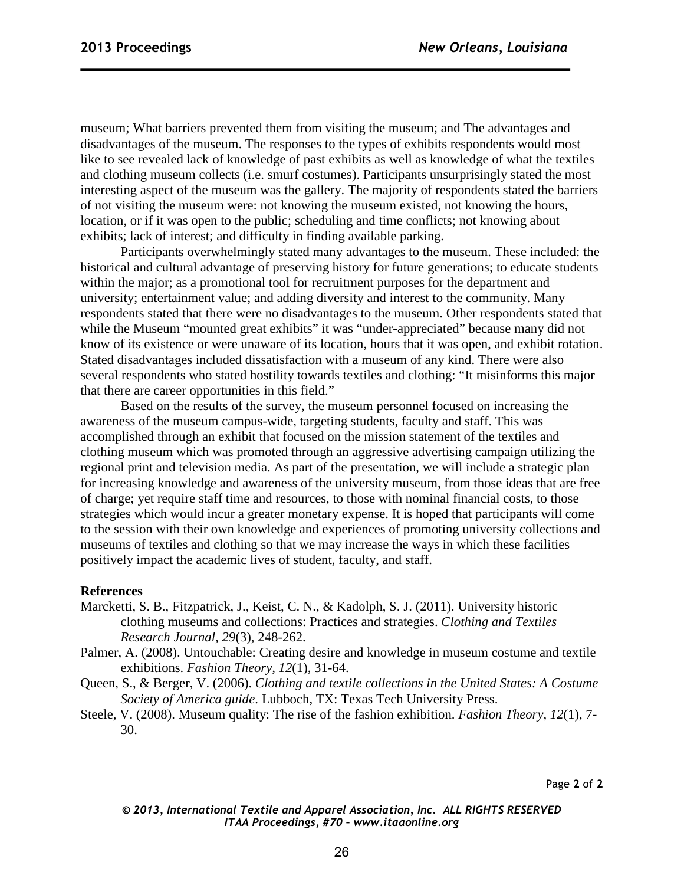museum; What barriers prevented them from visiting the museum; and The advantages and disadvantages of the museum. The responses to the types of exhibits respondents would most like to see revealed lack of knowledge of past exhibits as well as knowledge of what the textiles and clothing museum collects (i.e. smurf costumes). Participants unsurprisingly stated the most interesting aspect of the museum was the gallery. The majority of respondents stated the barriers of not visiting the museum were: not knowing the museum existed, not knowing the hours, location, or if it was open to the public; scheduling and time conflicts; not knowing about exhibits; lack of interest; and difficulty in finding available parking.

Participants overwhelmingly stated many advantages to the museum. These included: the historical and cultural advantage of preserving history for future generations; to educate students within the major; as a promotional tool for recruitment purposes for the department and university; entertainment value; and adding diversity and interest to the community. Many respondents stated that there were no disadvantages to the museum. Other respondents stated that while the Museum "mounted great exhibits" it was "under-appreciated" because many did not know of its existence or were unaware of its location, hours that it was open, and exhibit rotation. Stated disadvantages included dissatisfaction with a museum of any kind. There were also several respondents who stated hostility towards textiles and clothing: "It misinforms this major that there are career opportunities in this field."

Based on the results of the survey, the museum personnel focused on increasing the awareness of the museum campus-wide, targeting students, faculty and staff. This was accomplished through an exhibit that focused on the mission statement of the textiles and clothing museum which was promoted through an aggressive advertising campaign utilizing the regional print and television media. As part of the presentation, we will include a strategic plan for increasing knowledge and awareness of the university museum, from those ideas that are free of charge; yet require staff time and resources, to those with nominal financial costs, to those strategies which would incur a greater monetary expense. It is hoped that participants will come to the session with their own knowledge and experiences of promoting university collections and museums of textiles and clothing so that we may increase the ways in which these facilities positively impact the academic lives of student, faculty, and staff.

**References**

Marcketti, S. B., Fitzpatrick, J., Keist, C. N., & Kadolph, S. J. (2011). University historic clothing museums and collections: Practices and strategies. *Clothing and Textiles Research Journal*, *29*(3), 248-262.

Palmer, A. (2008). Untouchable: Creating desire and knowledge in museum costume and textile exhibitions. *Fashion Theory, 12*(1), 31-64.

Queen, S., & Berger, V. (2006). *Clothing and textile collections in the United States: A Costume Society of America guide*. Lubboch, TX: Texas Tech University Press.

Steele, V. (2008). Museum quality: The rise of the fashion exhibition. *Fashion Theory, 12*(1), 7-30.